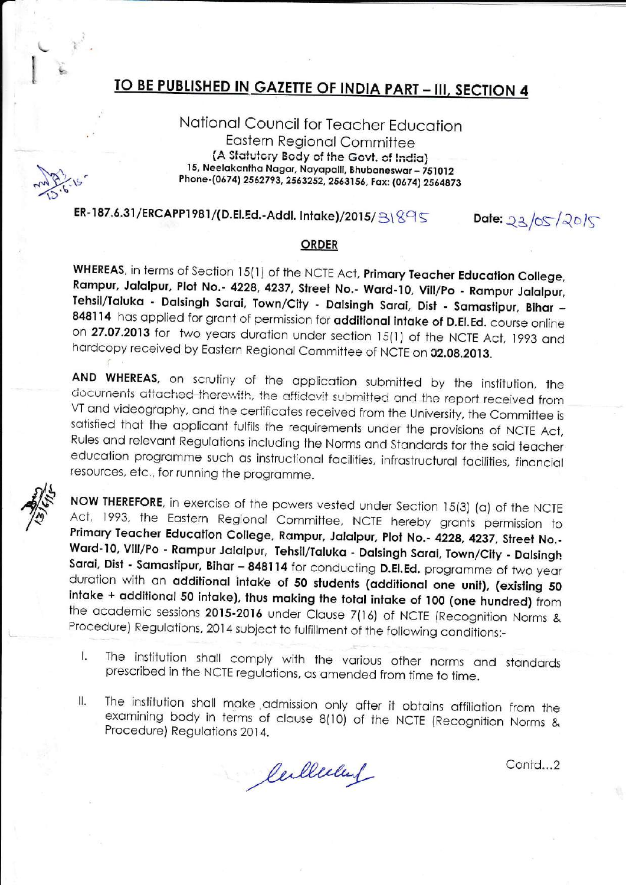# TO BE PUBLISHED IN GAZETTE OF INDIA PART – III, SECTION 4

National Council for Teacher Education
Eastern Regional Committee
(A Statutory Body of the Govt. of India)
15, Neelakantha Nagar, Nayapalli, Bhubaneswar – 751012
Phone-(0674) 2562793, 2563252, 2563156, Fax: (0674) 2564873

**ER-187.6.31/ERCAPP1981/(D.El.Ed.-Addl. Intake)/2015/ 31895** **Date: 23/05/2015**

## ORDER

**WHEREAS**, in terms of Section 15(1) of the NCTE Act, **Primary Teacher Education College, Rampur, Jalalpur, Plot No.- 4228, 4237, Street No.- Ward-10, Vill/Po - Rampur Jalalpur, Tehsil/Taluka - Dalsingh Sarai, Town/City - Dalsingh Sarai, Dist - Samastipur, Bihar – 848114** has applied for grant of permission for **additional intake of D.El.Ed.** course online on **27.07.2013** for two years duration under section 15(1) of the NCTE Act, 1993 and hardcopy received by Eastern Regional Committee of NCTE on **02.08.2013**.

**AND WHEREAS**, on scrutiny of the application submitted by the institution, the documents attached therewith, the affidavit submitted and the report received from VT and videography, and the certificates received from the University, the Committee is satisfied that the applicant fulfils the requirements under the provisions of NCTE Act, Rules and relevant Regulations including the Norms and Standards for the said teacher education programme such as instructional facilities, infrastructural facilities, financial resources, etc., for running the programme.

**NOW THEREFORE**, in exercise of the powers vested under Section 15(3) (a) of the NCTE Act, 1993, the Eastern Regional Committee, NCTE hereby grants permission to **Primary Teacher Education College, Rampur, Jalalpur, Plot No.- 4228, 4237, Street No.- Ward-10, Vill/Po - Rampur Jalalpur, Tehsil/Taluka - Dalsingh Sarai, Town/City - Dalsingh Sarai, Dist - Samastipur, Bihar – 848114** for conducting **D.El.Ed.** programme of two year duration with an **additional intake of 50 students (additional one unit), (existing 50 intake + additional 50 intake), thus making the total intake of 100 (one hundred)** from the academic sessions **2015-2016** under Clause 7(16) of NCTE (Recognition Norms & Procedure) Regulations, 2014 subject to fulfillment of the following conditions:-

I. The institution shall comply with the various other norms and standards prescribed in the NCTE regulations, as amended from time to time.

II. The institution shall make admission only after it obtains affiliation from the examining body in terms of clause 8(10) of the NCTE (Recognition Norms & Procedure) Regulations 2014.

Contd...2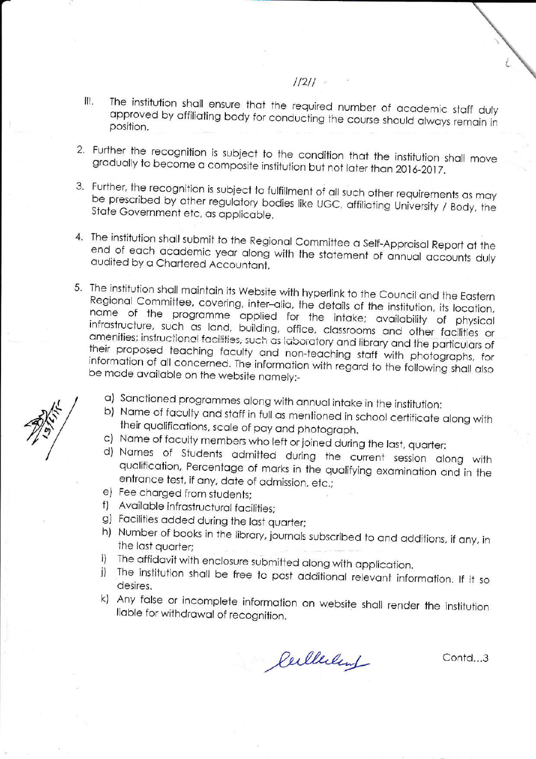III. The institution shall ensure that the required number of academic staff duly approved by affiliating body for conducting the course should always remain in position.

2. Further the recognition is subject to the condition that the institution shall move gradually to become a composite institution but not later than 2016-2017.

3. Further, the recognition is subject to fulfillment of all such other requirements as may be prescribed by other regulatory bodies like UGC, affiliating University / Body, the State Government etc, as applicable.

4. The institution shall submit to the Regional Committee a Self-Appraisal Report at the end of each academic year along with the statement of annual accounts duly audited by a Chartered Accountant.

5. The institution shall maintain its Website with hyperlink to the Council and the Eastern Regional Committee, covering, inter–alia, the details of the institution, its location, name of the programme applied for the intake; availability of physical infrastructure, such as land, building, office, classrooms and other facilities or amenities; instructional facilities, such as laboratory and library and the particulars of their proposed teaching faculty and non-teaching staff with photographs, for information of all concerned. The information with regard to the following shall also be made available on the website namely:-

   a) Sanctioned programmes along with annual intake in the institution:
   b) Name of faculty and staff in full as mentioned in school certificate along with their qualifications, scale of pay and photograph.
   c) Name of faculty members who left or joined during the last, quarter:
   d) Names of Students admitted during the current session along with qualification, Percentage of marks in the qualifying examination and in the entrance test, if any, date of admission, etc.;
   e) Fee charged from students;
   f) Available infrastructural facilities;
   g) Facilities added during the last quarter;
   h) Number of books in the library, journals subscribed to and additions, if any, in the last quarter;
   i) The affidavit with enclosure submitted along with application.
   j) The institution shall be free to post additional relevant information. If it so desires.
   k) Any false or incomplete information on website shall render the institution liable for withdrawal of recognition.

Contd...3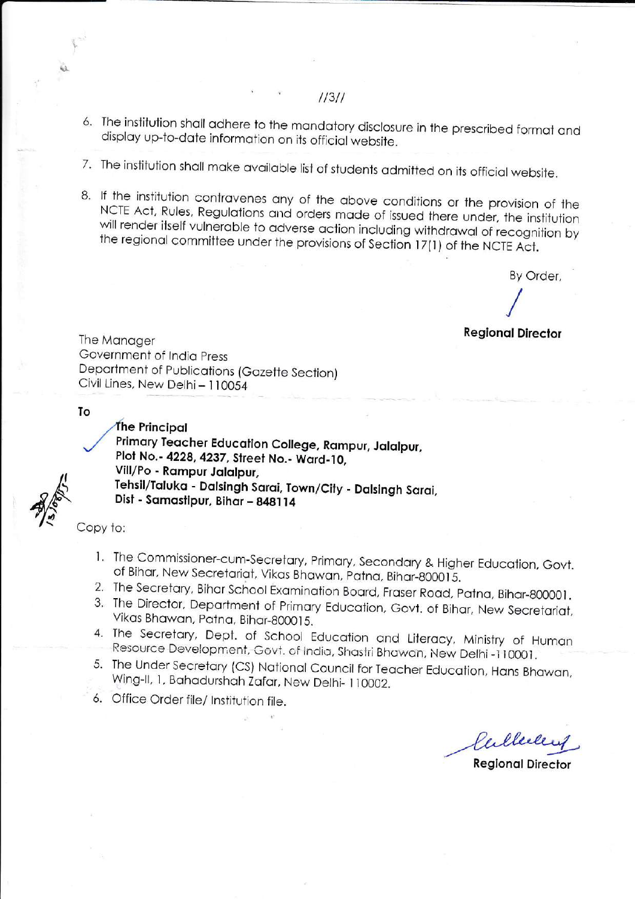6. The institution shall adhere to the mandatory disclosure in the prescribed format and display up-to-date information on its official website.

7. The institution shall make available list of students admitted on its official website.

8. If the institution contravenes any of the above conditions or the provision of the NCTE Act, Rules, Regulations and orders made of issued there under, the institution will render itself vulnerable to adverse action including withdrawal of recognition by the regional committee under the provisions of Section 17(1) of the NCTE Act.

By Order,

**Regional Director**

The Manager
Government of India Press
Department of Publications (Gazette Section)
Civil Lines, New Delhi – 110054

**To**

**The Principal**
**Primary Teacher Education College, Rampur, Jalalpur,**
**Plot No.- 4228, 4237, Street No.- Ward-10,**
**Vill/Po - Rampur Jalalpur,**
**Tehsil/Taluka - Dalsingh Sarai, Town/City - Dalsingh Sarai,**
**Dist - Samastipur, Bihar – 848114**

Copy to:

1. The Commissioner-cum-Secretary, Primary, Secondary & Higher Education, Govt. of Bihar, New Secretariat, Vikas Bhawan, Patna, Bihar-800015.
2. The Secretary, Bihar School Examination Board, Fraser Road, Patna, Bihar-800001.
3. The Director, Department of Primary Education, Govt. of Bihar, New Secretariat, Vikas Bhawan, Patna, Bihar-800015.
4. The Secretary, Dept. of School Education and Literacy, Ministry of Human Resource Development, Govt. of India, Shastri Bhawan, New Delhi -110001.
5. The Under Secretary (CS) National Council for Teacher Education, Hans Bhawan, Wing-II, 1, Bahadurshah Zafar, New Delhi- 110002.
6. Office Order file/ Institution file.

**Regional Director**